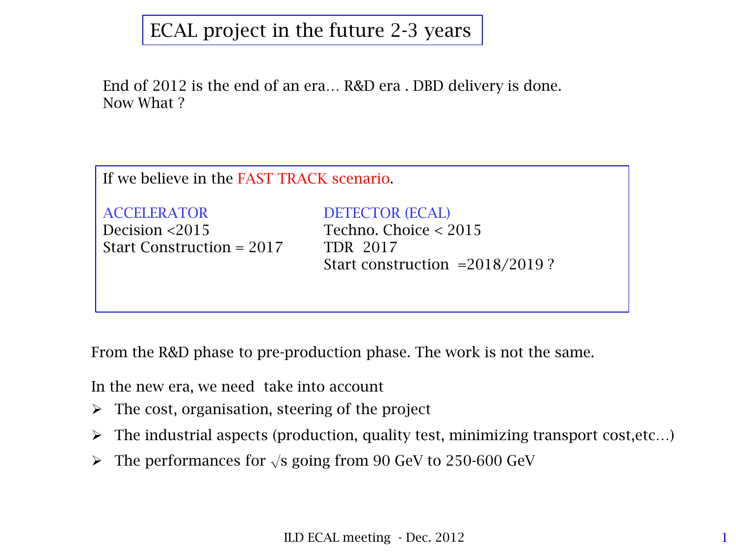# ECAL project in the future 2-3 years

End of 2012 is the end of an era… R&D era . DBD delivery is done.
Now What ?

If we believe in the FAST TRACK scenario.

| ACCELERATOR | DETECTOR (ECAL) |
| --- | --- |
| Decision <2015 | Techno. Choice < 2015 |
| Start Construction = 2017 | TDR 2017 |
| | Start construction =2018/2019 ? |

From the R&D phase to pre-production phase. The work is not the same.

In the new era, we need take into account

- The cost, organisation, steering of the project
- The industrial aspects (production, quality test, minimizing transport cost,etc…)
- The performances for $\sqrt{s}$ going from 90 GeV to 250-600 GeV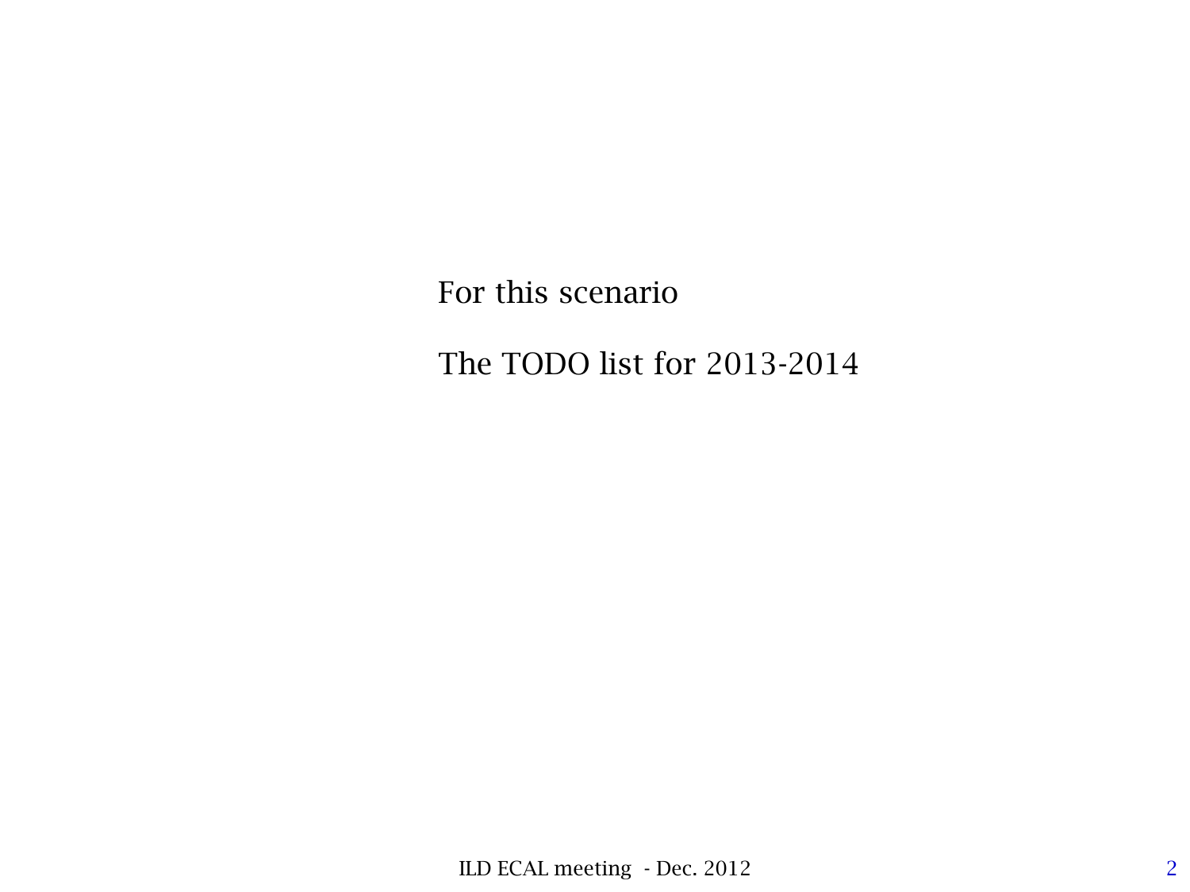For this scenario

The TODO list for 2013-2014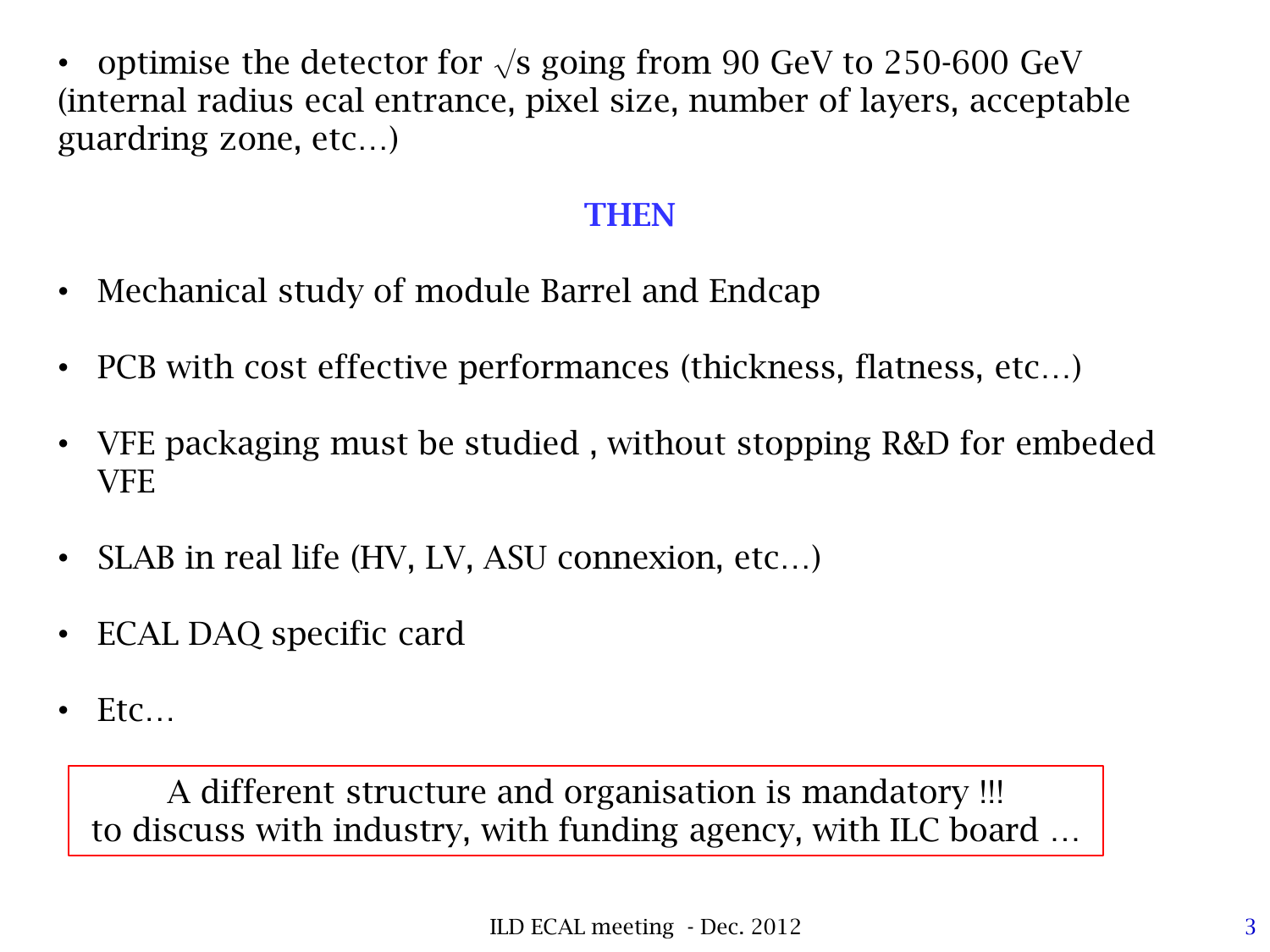- optimise the detector for $\sqrt{s}$ going from 90 GeV to 250-600 GeV (internal radius ecal entrance, pixel size, number of layers, acceptable guardring zone, etc…)

**THEN**

- Mechanical study of module Barrel and Endcap
- PCB with cost effective performances (thickness, flatness, etc…)
- VFE packaging must be studied , without stopping R&D for embeded VFE
- SLAB in real life (HV, LV, ASU connexion, etc…)
- ECAL DAQ specific card
- Etc…

A different structure and organisation is mandatory !!!
to discuss with industry, with funding agency, with ILC board …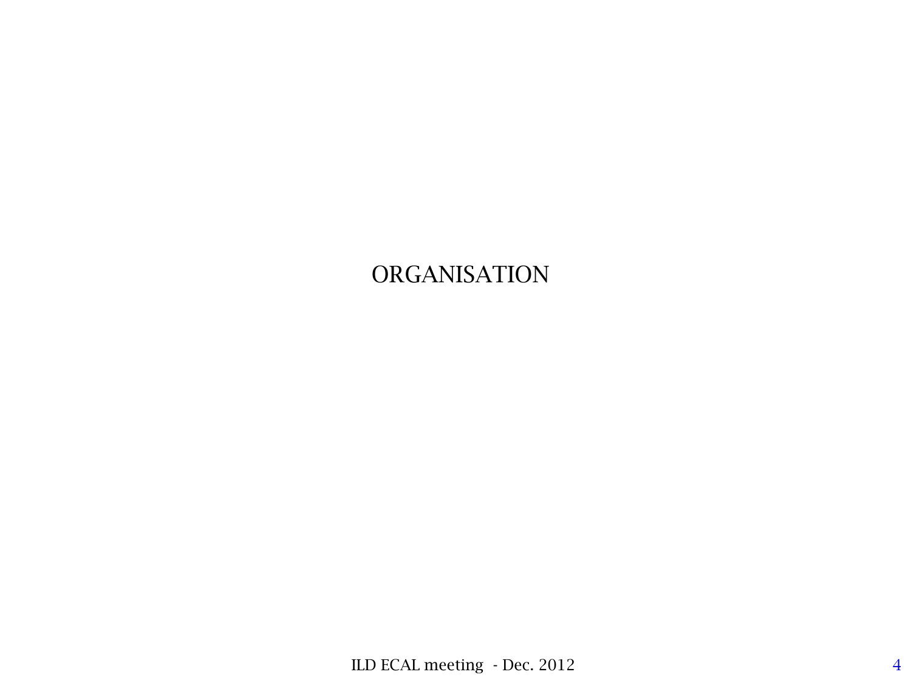# ORGANISATION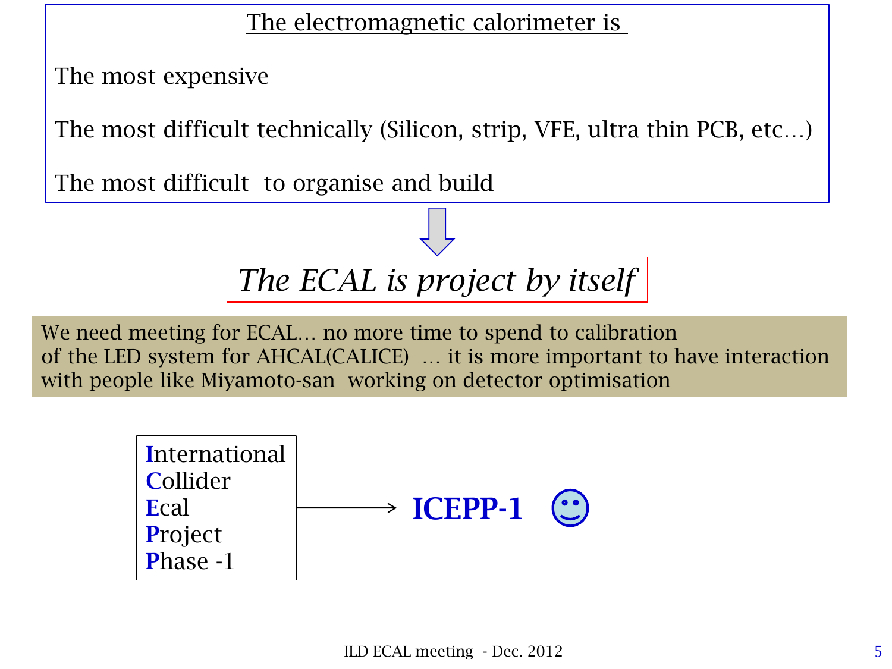<u>The electromagnetic calorimeter is</u>

The most expensive

The most difficult technically (Silicon, strip, VFE, ultra thin PCB, etc…)

The most difficult to organise and build

⇩

*The ECAL is project by itself*

We need meeting for ECAL… no more time to spend to calibration of the LED system for AHCAL(CALICE) … it is more important to have interaction with people like Miyamoto-san working on detector optimisation

**I**nternational
**C**ollider
**E**cal
**P**roject
**P**hase -1

→ **ICEPP-1** ☺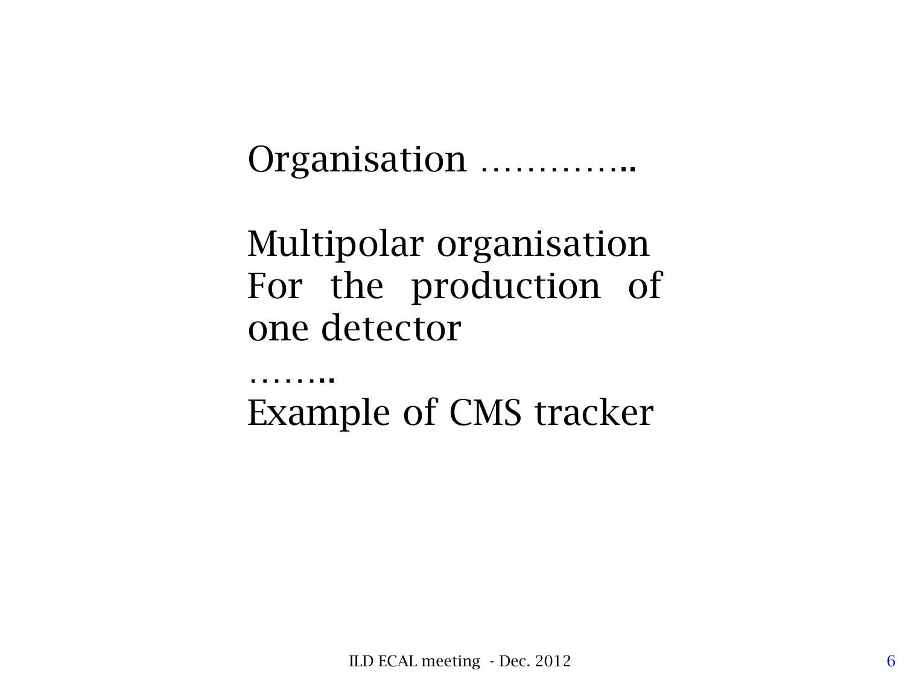Organisation …………..

Multipolar organisation For the production of one detector

……..

Example of CMS tracker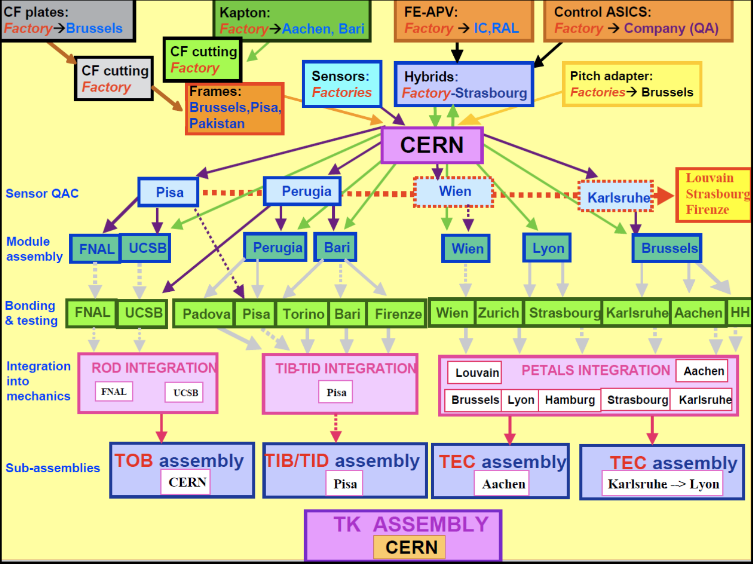CF plates: Factory → Brussels

Kapton: Factory → Aachen, Bari

FE-APV: Factory → IC, RAL

Control ASICS: Factory → Company (QA)

CF cutting Factory

CF cutting Factory

Frames: Brussels, Pisa, Pakistan

Sensors: Factories

Hybrids: Factory-Strasbourg

Pitch adapter: Factories → Brussels

CERN

Sensor QAC: Pisa, Perugia, Wien, Karlsruhe → Louvain, Strasbourg, Firenze

Module assembly: FNAL, UCSB, Perugia, Bari, Wien, Lyon, Brussels

Bonding & testing: FNAL, UCSB, Padova, Pisa, Torino, Bari, Firenze, Wien, Zurich, Strasbourg, Karlsruhe, Aachen, HH

Integration into mechanics:

- ROD INTEGRATION: FNAL, UCSB
- TIB-TID INTEGRATION: Pisa
- PETALS INTEGRATION: Louvain, Aachen, Brussels, Lyon, Hamburg, Strasbourg, Karlsruhe

Sub-assemblies:

- TOB assembly: CERN
- TIB/TID assembly: Pisa
- TEC assembly: Aachen
- TEC assembly: Karlsruhe –> Lyon

TK ASSEMBLY: CERN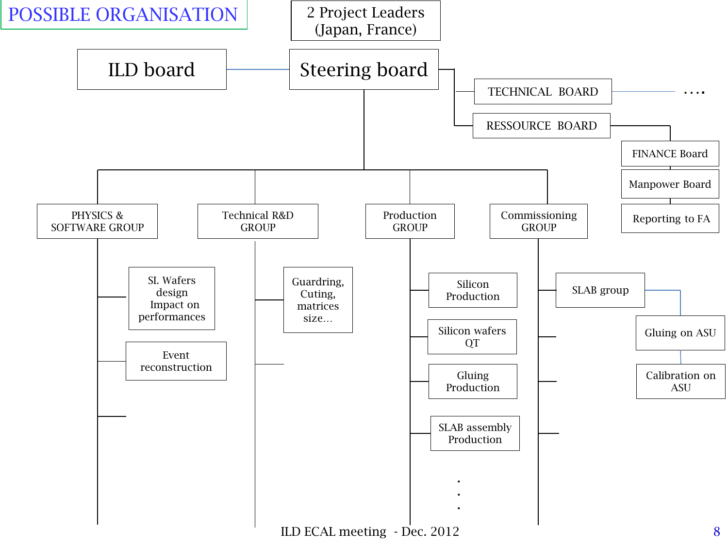# POSSIBLE ORGANISATION

- 2 Project Leaders (Japan, France)
- ILD board — Steering board
  - TECHNICAL BOARD ....
  - RESSOURCE BOARD
    - FINANCE Board
    - Manpower Board
    - Reporting to FA
  - PHYSICS & SOFTWARE GROUP
    - SI. Wafers design Impact on performances
    - Event reconstruction
  - Technical R&D GROUP
    - Guardring, Cuting, matrices size…
  - Production GROUP
    - Silicon Production
    - Silicon wafers QT
    - Gluing Production
    - SLAB assembly Production
    - ...
  - Commissioning GROUP
    - SLAB group
      - Gluing on ASU
      - Calibration on ASU

ILD ECAL meeting - Dec. 2012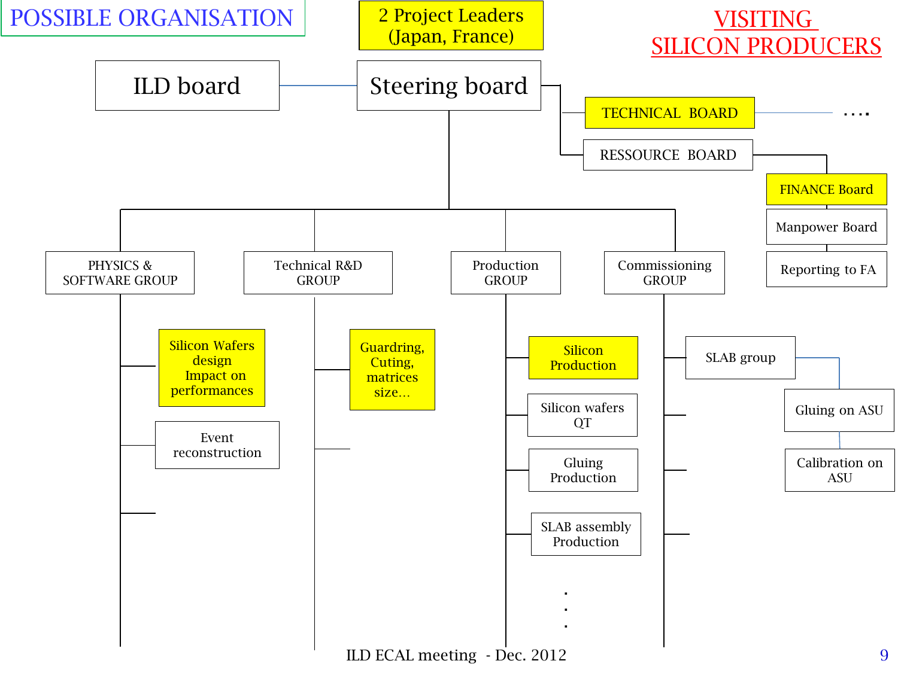# POSSIBLE ORGANISATION

**VISITING SILICON PRODUCERS**

- 2 Project Leaders (Japan, France)
- ILD board — Steering board
  - TECHNICAL BOARD ....
  - RESSOURCE BOARD
    - FINANCE Board
    - Manpower Board
    - Reporting to FA
  - PHYSICS & SOFTWARE GROUP
    - Silicon Wafers design Impact on performances
    - Event reconstruction
  - Technical R&D GROUP
    - Guardring, Cuting, matrices size…
  - Production GROUP
    - Silicon Production
    - Silicon wafers QT
    - Gluing Production
    - SLAB assembly Production
    - .
    - .
    - .
  - Commissioning GROUP
    - SLAB group
      - Gluing on ASU
      - Calibration on ASU

ILD ECAL meeting - Dec. 2012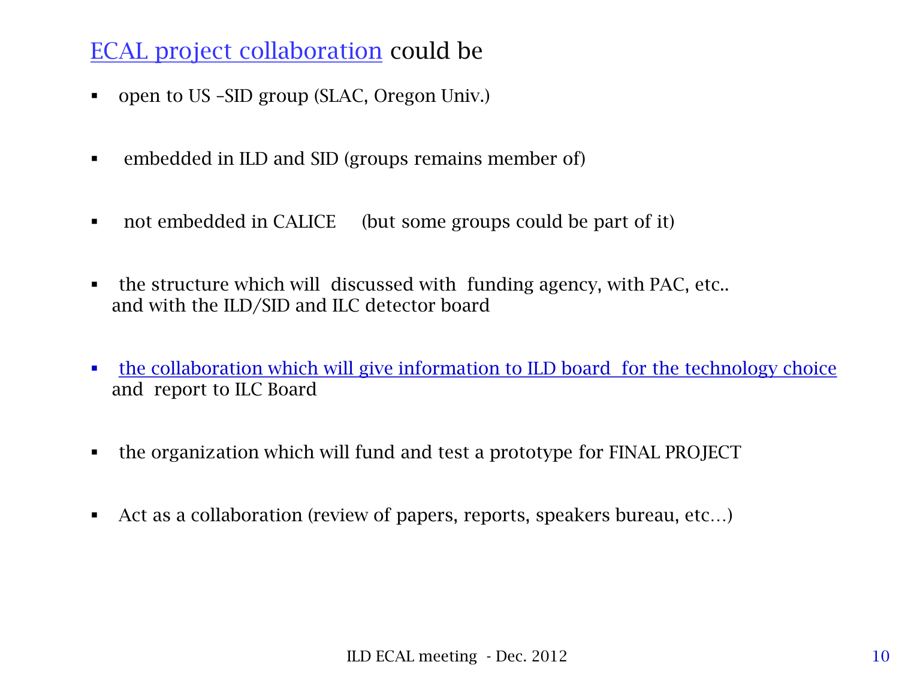## ECAL project collaboration could be

- open to US –SID group (SLAC, Oregon Univ.)
- embedded in ILD and SID (groups remains member of)
- not embedded in CALICE (but some groups could be part of it)
- the structure which will discussed with funding agency, with PAC, etc.. and with the ILD/SID and ILC detector board
- the collaboration which will give information to ILD board for the technology choice and report to ILC Board
- the organization which will fund and test a prototype for FINAL PROJECT
- Act as a collaboration (review of papers, reports, speakers bureau, etc…)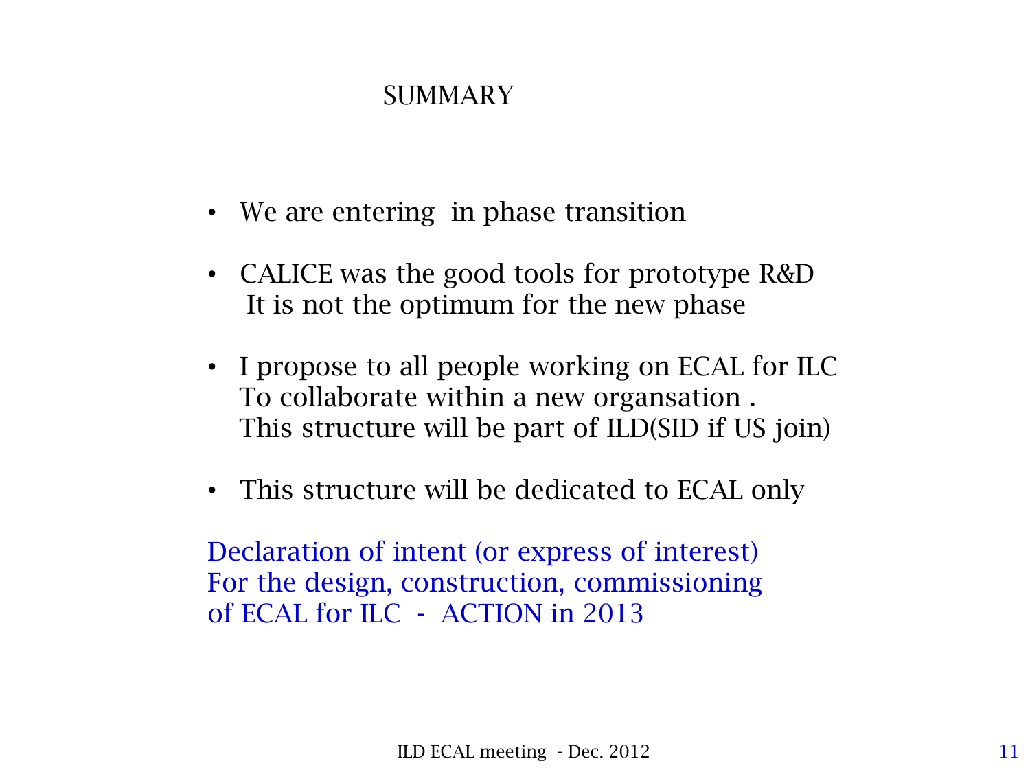# SUMMARY

- We are entering in phase transition
- CALICE was the good tools for prototype R&D
  It is not the optimum for the new phase
- I propose to all people working on ECAL for ILC
  To collaborate within a new organsation .
  This structure will be part of ILD(SID if US join)
- This structure will be dedicated to ECAL only

Declaration of intent (or express of interest)
For the design, construction, commissioning
of ECAL for ILC - ACTION in 2013